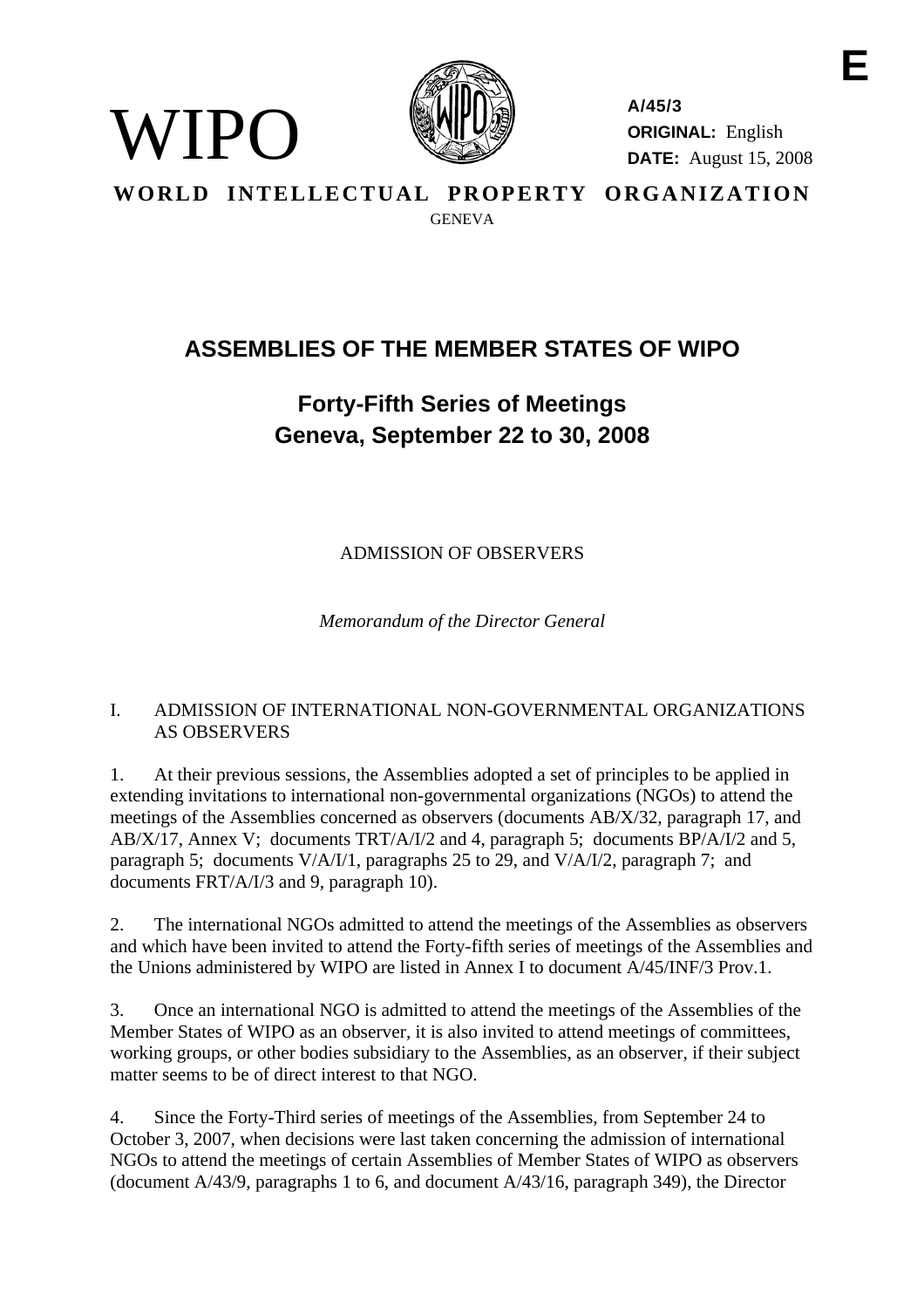E

WIPO

**A/45/3**
**ORIGINAL:** English
**DATE:** August 15, 2008

**WORLD INTELLECTUAL PROPERTY ORGANIZATION**
GENEVA

# ASSEMBLIES OF THE MEMBER STATES OF WIPO

## Forty-Fifth Series of Meetings
## Geneva, September 22 to 30, 2008

ADMISSION OF OBSERVERS

*Memorandum of the Director General*

I. ADMISSION OF INTERNATIONAL NON-GOVERNMENTAL ORGANIZATIONS AS OBSERVERS

1. At their previous sessions, the Assemblies adopted a set of principles to be applied in extending invitations to international non-governmental organizations (NGOs) to attend the meetings of the Assemblies concerned as observers (documents AB/X/32, paragraph 17, and AB/X/17, Annex V; documents TRT/A/I/2 and 4, paragraph 5; documents BP/A/I/2 and 5, paragraph 5; documents V/A/I/1, paragraphs 25 to 29, and V/A/I/2, paragraph 7; and documents FRT/A/I/3 and 9, paragraph 10).

2. The international NGOs admitted to attend the meetings of the Assemblies as observers and which have been invited to attend the Forty-fifth series of meetings of the Assemblies and the Unions administered by WIPO are listed in Annex I to document A/45/INF/3 Prov.1.

3. Once an international NGO is admitted to attend the meetings of the Assemblies of the Member States of WIPO as an observer, it is also invited to attend meetings of committees, working groups, or other bodies subsidiary to the Assemblies, as an observer, if their subject matter seems to be of direct interest to that NGO.

4. Since the Forty-Third series of meetings of the Assemblies, from September 24 to October 3, 2007, when decisions were last taken concerning the admission of international NGOs to attend the meetings of certain Assemblies of Member States of WIPO as observers (document A/43/9, paragraphs 1 to 6, and document A/43/16, paragraph 349), the Director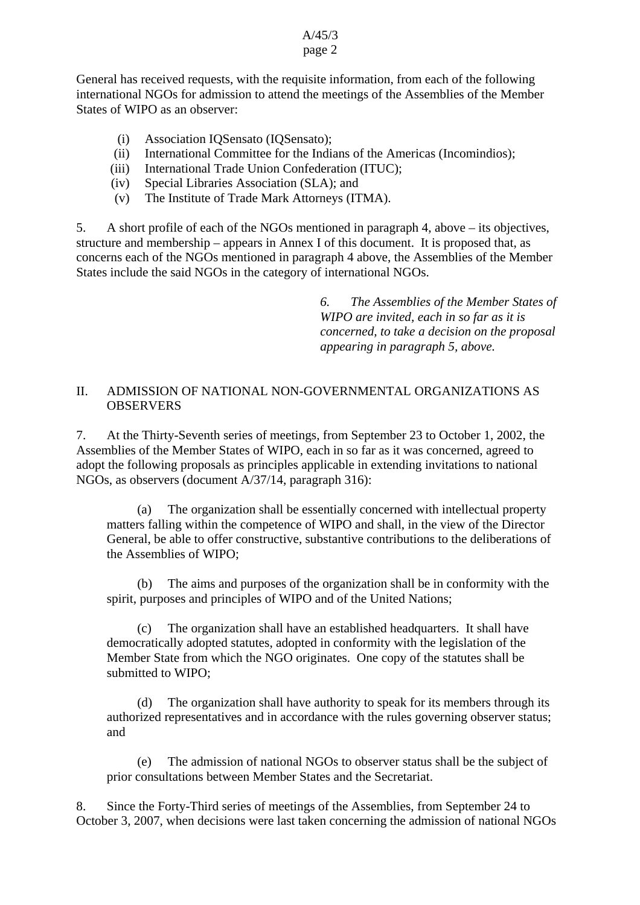General has received requests, with the requisite information, from each of the following international NGOs for admission to attend the meetings of the Assemblies of the Member States of WIPO as an observer:

(i) Association IQSensato (IQSensato);
(ii) International Committee for the Indians of the Americas (Incomindios);
(iii) International Trade Union Confederation (ITUC);
(iv) Special Libraries Association (SLA); and
(v) The Institute of Trade Mark Attorneys (ITMA).

5. A short profile of each of the NGOs mentioned in paragraph 4, above – its objectives, structure and membership – appears in Annex I of this document. It is proposed that, as concerns each of the NGOs mentioned in paragraph 4 above, the Assemblies of the Member States include the said NGOs in the category of international NGOs.

*6. The Assemblies of the Member States of WIPO are invited, each in so far as it is concerned, to take a decision on the proposal appearing in paragraph 5, above.*

## II. ADMISSION OF NATIONAL NON-GOVERNMENTAL ORGANIZATIONS AS OBSERVERS

7. At the Thirty-Seventh series of meetings, from September 23 to October 1, 2002, the Assemblies of the Member States of WIPO, each in so far as it was concerned, agreed to adopt the following proposals as principles applicable in extending invitations to national NGOs, as observers (document A/37/14, paragraph 316):

(a) The organization shall be essentially concerned with intellectual property matters falling within the competence of WIPO and shall, in the view of the Director General, be able to offer constructive, substantive contributions to the deliberations of the Assemblies of WIPO;

(b) The aims and purposes of the organization shall be in conformity with the spirit, purposes and principles of WIPO and of the United Nations;

(c) The organization shall have an established headquarters. It shall have democratically adopted statutes, adopted in conformity with the legislation of the Member State from which the NGO originates. One copy of the statutes shall be submitted to WIPO;

(d) The organization shall have authority to speak for its members through its authorized representatives and in accordance with the rules governing observer status; and

(e) The admission of national NGOs to observer status shall be the subject of prior consultations between Member States and the Secretariat.

8. Since the Forty-Third series of meetings of the Assemblies, from September 24 to October 3, 2007, when decisions were last taken concerning the admission of national NGOs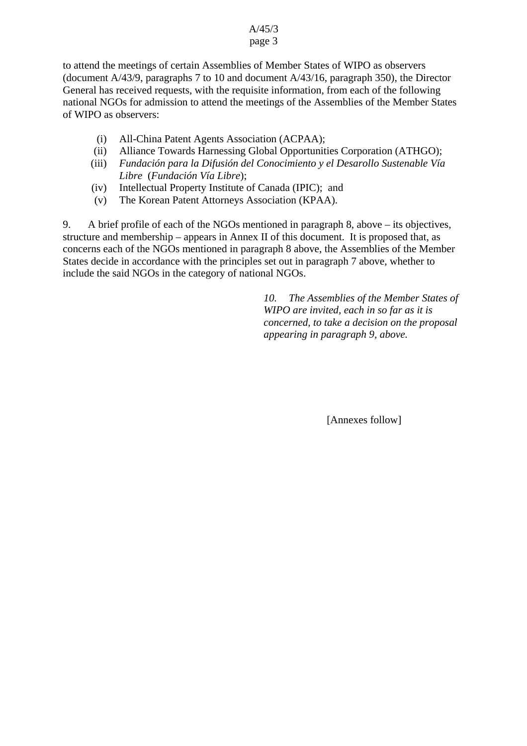to attend the meetings of certain Assemblies of Member States of WIPO as observers (document A/43/9, paragraphs 7 to 10 and document A/43/16, paragraph 350), the Director General has received requests, with the requisite information, from each of the following national NGOs for admission to attend the meetings of the Assemblies of the Member States of WIPO as observers:

(i) All-China Patent Agents Association (ACPAA);
(ii) Alliance Towards Harnessing Global Opportunities Corporation (ATHGO);
(iii) *Fundación para la Difusión del Conocimiento y el Desarollo Sustenable Vía Libre* (*Fundación Vía Libre*);
(iv) Intellectual Property Institute of Canada (IPIC); and
(v) The Korean Patent Attorneys Association (KPAA).

9. A brief profile of each of the NGOs mentioned in paragraph 8, above – its objectives, structure and membership – appears in Annex II of this document. It is proposed that, as concerns each of the NGOs mentioned in paragraph 8 above, the Assemblies of the Member States decide in accordance with the principles set out in paragraph 7 above, whether to include the said NGOs in the category of national NGOs.

*10. The Assemblies of the Member States of WIPO are invited, each in so far as it is concerned, to take a decision on the proposal appearing in paragraph 9, above.*

[Annexes follow]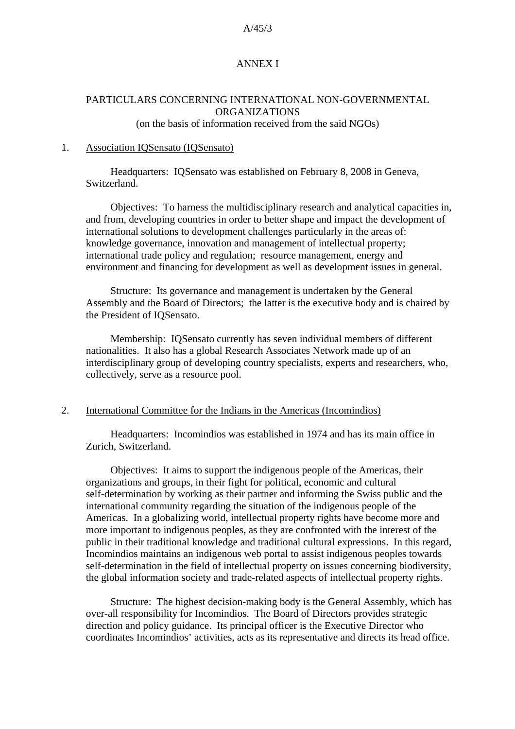# ANNEX I

## PARTICULARS CONCERNING INTERNATIONAL NON-GOVERNMENTAL ORGANIZATIONS
(on the basis of information received from the said NGOs)

1. <u>Association IQSensato (IQSensato)</u>

Headquarters: IQSensato was established on February 8, 2008 in Geneva, Switzerland.

Objectives: To harness the multidisciplinary research and analytical capacities in, and from, developing countries in order to better shape and impact the development of international solutions to development challenges particularly in the areas of: knowledge governance, innovation and management of intellectual property; international trade policy and regulation; resource management, energy and environment and financing for development as well as development issues in general.

Structure: Its governance and management is undertaken by the General Assembly and the Board of Directors; the latter is the executive body and is chaired by the President of IQSensato.

Membership: IQSensato currently has seven individual members of different nationalities. It also has a global Research Associates Network made up of an interdisciplinary group of developing country specialists, experts and researchers, who, collectively, serve as a resource pool.

2. <u>International Committee for the Indians in the Americas (Incomindios)</u>

Headquarters: Incomindios was established in 1974 and has its main office in Zurich, Switzerland.

Objectives: It aims to support the indigenous people of the Americas, their organizations and groups, in their fight for political, economic and cultural self-determination by working as their partner and informing the Swiss public and the international community regarding the situation of the indigenous people of the Americas. In a globalizing world, intellectual property rights have become more and more important to indigenous peoples, as they are confronted with the interest of the public in their traditional knowledge and traditional cultural expressions. In this regard, Incomindios maintains an indigenous web portal to assist indigenous peoples towards self-determination in the field of intellectual property on issues concerning biodiversity, the global information society and trade-related aspects of intellectual property rights.

Structure: The highest decision-making body is the General Assembly, which has over-all responsibility for Incomindios. The Board of Directors provides strategic direction and policy guidance. Its principal officer is the Executive Director who coordinates Incomindios' activities, acts as its representative and directs its head office.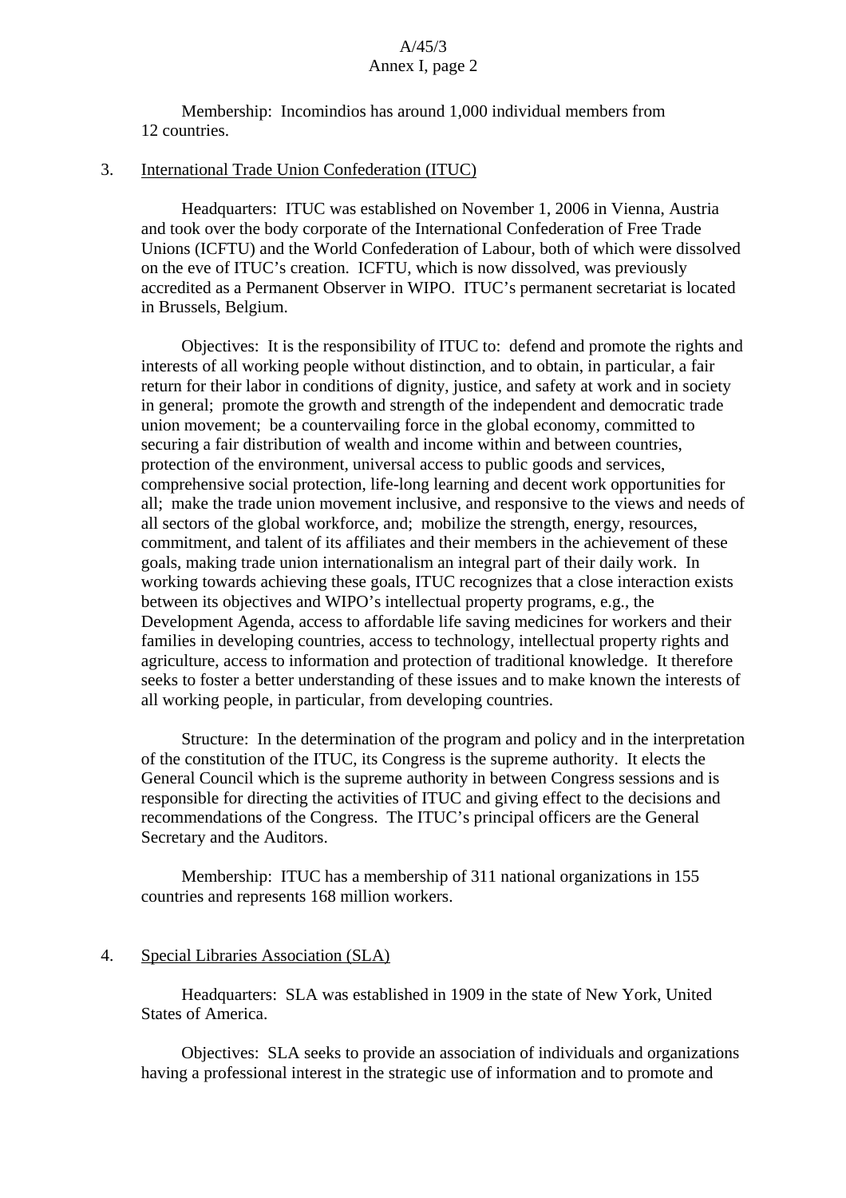Membership:  Incomindios has around 1,000 individual members from 12 countries.

3. <u>International Trade Union Confederation (ITUC)</u>

Headquarters:  ITUC was established on November 1, 2006 in Vienna, Austria and took over the body corporate of the International Confederation of Free Trade Unions (ICFTU) and the World Confederation of Labour, both of which were dissolved on the eve of ITUC's creation.  ICFTU, which is now dissolved, was previously accredited as a Permanent Observer in WIPO.  ITUC's permanent secretariat is located in Brussels, Belgium.

Objectives:  It is the responsibility of ITUC to:  defend and promote the rights and interests of all working people without distinction, and to obtain, in particular, a fair return for their labor in conditions of dignity, justice, and safety at work and in society in general;  promote the growth and strength of the independent and democratic trade union movement;  be a countervailing force in the global economy, committed to securing a fair distribution of wealth and income within and between countries, protection of the environment, universal access to public goods and services, comprehensive social protection, life-long learning and decent work opportunities for all;  make the trade union movement inclusive, and responsive to the views and needs of all sectors of the global workforce, and;  mobilize the strength, energy, resources, commitment, and talent of its affiliates and their members in the achievement of these goals, making trade union internationalism an integral part of their daily work.  In working towards achieving these goals, ITUC recognizes that a close interaction exists between its objectives and WIPO's intellectual property programs, e.g., the Development Agenda, access to affordable life saving medicines for workers and their families in developing countries, access to technology, intellectual property rights and agriculture, access to information and protection of traditional knowledge.  It therefore seeks to foster a better understanding of these issues and to make known the interests of all working people, in particular, from developing countries.

Structure:  In the determination of the program and policy and in the interpretation of the constitution of the ITUC, its Congress is the supreme authority.  It elects the General Council which is the supreme authority in between Congress sessions and is responsible for directing the activities of ITUC and giving effect to the decisions and recommendations of the Congress.  The ITUC's principal officers are the General Secretary and the Auditors.

Membership:  ITUC has a membership of 311 national organizations in 155 countries and represents 168 million workers.

4. <u>Special Libraries Association (SLA)</u>

Headquarters:  SLA was established in 1909 in the state of New York, United States of America.

Objectives:  SLA seeks to provide an association of individuals and organizations having a professional interest in the strategic use of information and to promote and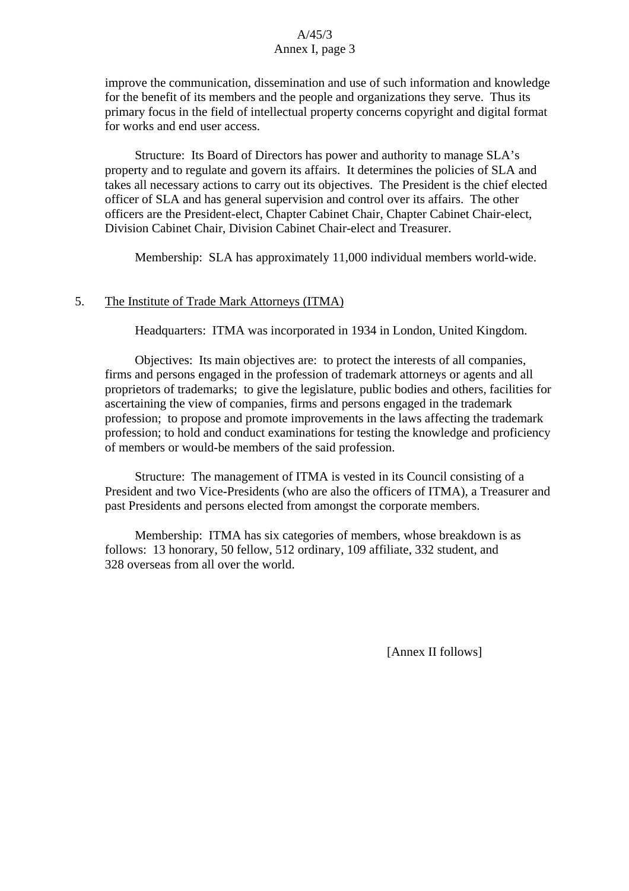improve the communication, dissemination and use of such information and knowledge for the benefit of its members and the people and organizations they serve. Thus its primary focus in the field of intellectual property concerns copyright and digital format for works and end user access.

Structure: Its Board of Directors has power and authority to manage SLA's property and to regulate and govern its affairs. It determines the policies of SLA and takes all necessary actions to carry out its objectives. The President is the chief elected officer of SLA and has general supervision and control over its affairs. The other officers are the President-elect, Chapter Cabinet Chair, Chapter Cabinet Chair-elect, Division Cabinet Chair, Division Cabinet Chair-elect and Treasurer.

Membership: SLA has approximately 11,000 individual members world-wide.

5. <u>The Institute of Trade Mark Attorneys (ITMA)</u>

Headquarters: ITMA was incorporated in 1934 in London, United Kingdom.

Objectives: Its main objectives are: to protect the interests of all companies, firms and persons engaged in the profession of trademark attorneys or agents and all proprietors of trademarks; to give the legislature, public bodies and others, facilities for ascertaining the view of companies, firms and persons engaged in the trademark profession; to propose and promote improvements in the laws affecting the trademark profession; to hold and conduct examinations for testing the knowledge and proficiency of members or would-be members of the said profession.

Structure: The management of ITMA is vested in its Council consisting of a President and two Vice-Presidents (who are also the officers of ITMA), a Treasurer and past Presidents and persons elected from amongst the corporate members.

Membership: ITMA has six categories of members, whose breakdown is as follows: 13 honorary, 50 fellow, 512 ordinary, 109 affiliate, 332 student, and 328 overseas from all over the world.

[Annex II follows]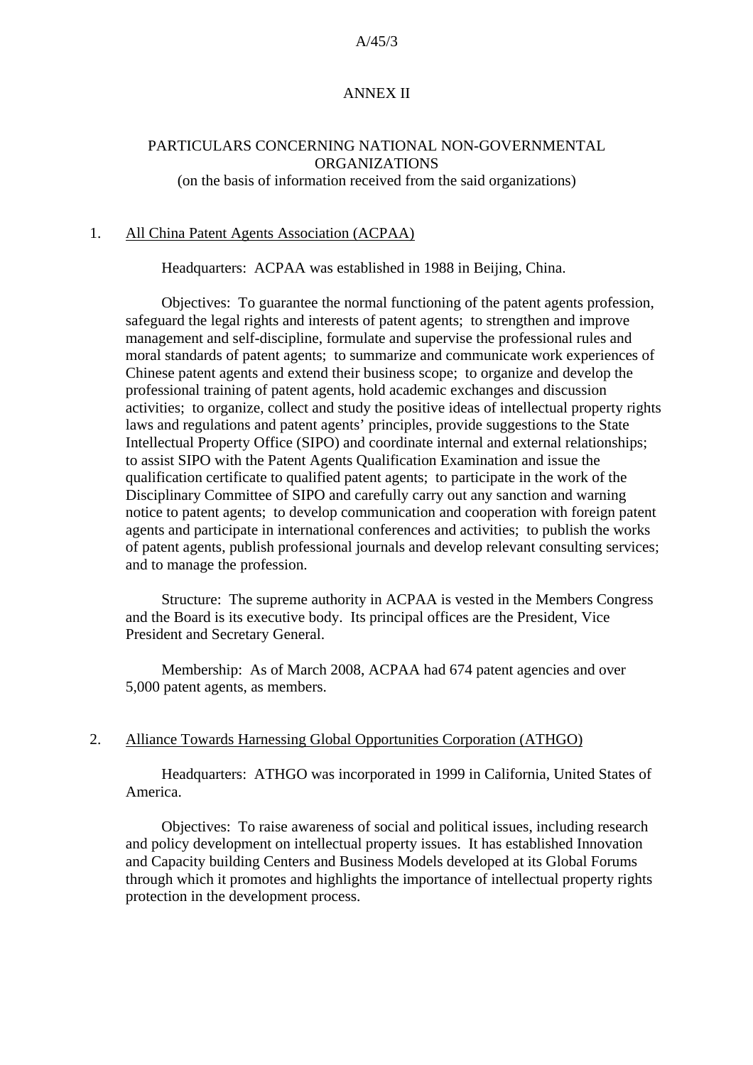# ANNEX II

## PARTICULARS CONCERNING NATIONAL NON-GOVERNMENTAL ORGANIZATIONS

(on the basis of information received from the said organizations)

1. All China Patent Agents Association (ACPAA)

Headquarters: ACPAA was established in 1988 in Beijing, China.

Objectives: To guarantee the normal functioning of the patent agents profession, safeguard the legal rights and interests of patent agents; to strengthen and improve management and self-discipline, formulate and supervise the professional rules and moral standards of patent agents; to summarize and communicate work experiences of Chinese patent agents and extend their business scope; to organize and develop the professional training of patent agents, hold academic exchanges and discussion activities; to organize, collect and study the positive ideas of intellectual property rights laws and regulations and patent agents' principles, provide suggestions to the State Intellectual Property Office (SIPO) and coordinate internal and external relationships; to assist SIPO with the Patent Agents Qualification Examination and issue the qualification certificate to qualified patent agents; to participate in the work of the Disciplinary Committee of SIPO and carefully carry out any sanction and warning notice to patent agents; to develop communication and cooperation with foreign patent agents and participate in international conferences and activities; to publish the works of patent agents, publish professional journals and develop relevant consulting services; and to manage the profession.

Structure: The supreme authority in ACPAA is vested in the Members Congress and the Board is its executive body. Its principal offices are the President, Vice President and Secretary General.

Membership: As of March 2008, ACPAA had 674 patent agencies and over 5,000 patent agents, as members.

2. Alliance Towards Harnessing Global Opportunities Corporation (ATHGO)

Headquarters: ATHGO was incorporated in 1999 in California, United States of America.

Objectives: To raise awareness of social and political issues, including research and policy development on intellectual property issues. It has established Innovation and Capacity building Centers and Business Models developed at its Global Forums through which it promotes and highlights the importance of intellectual property rights protection in the development process.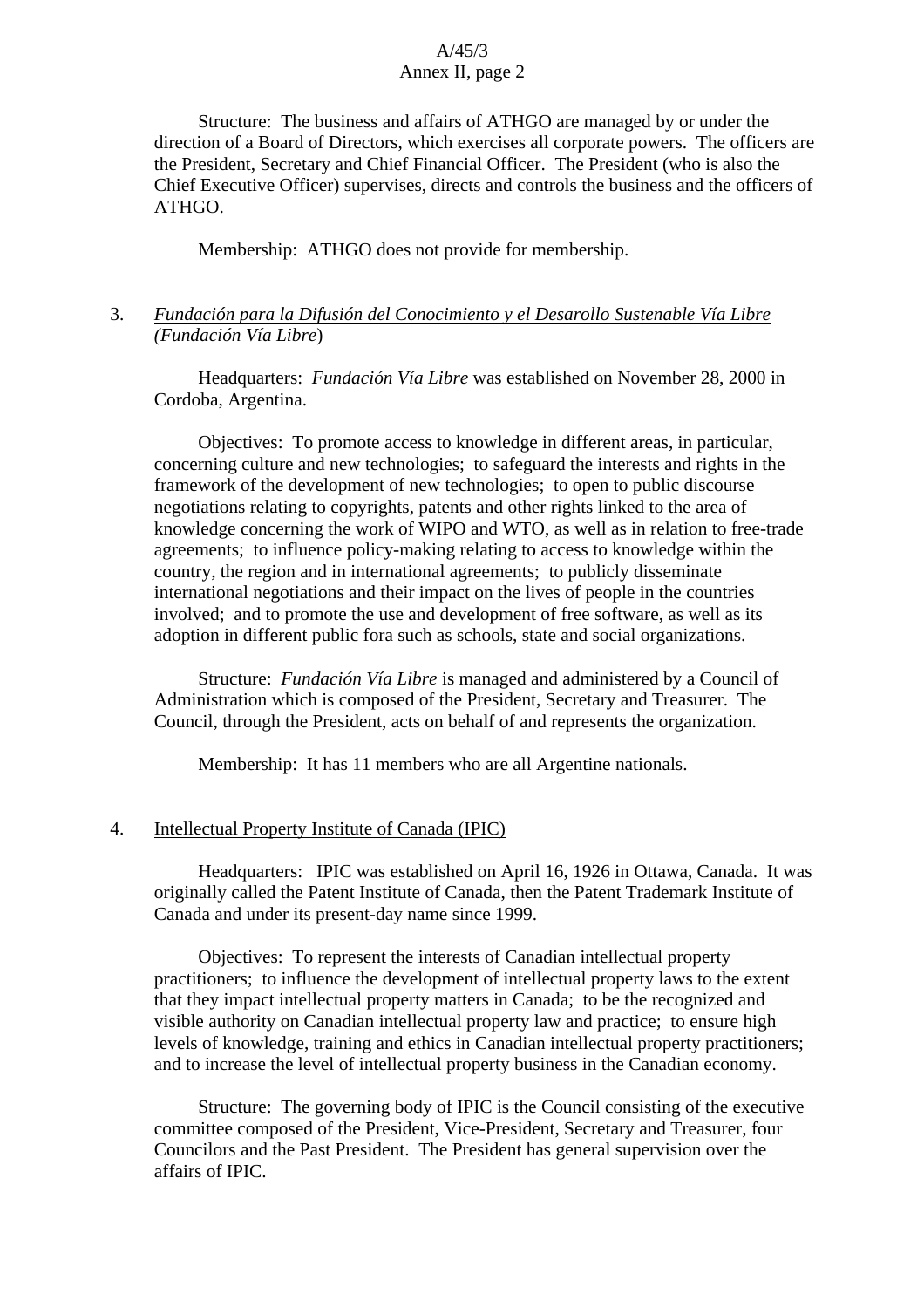Structure: The business and affairs of ATHGO are managed by or under the direction of a Board of Directors, which exercises all corporate powers. The officers are the President, Secretary and Chief Financial Officer. The President (who is also the Chief Executive Officer) supervises, directs and controls the business and the officers of ATHGO.

Membership: ATHGO does not provide for membership.

3. *Fundación para la Difusión del Conocimiento y el Desarollo Sustenable Vía Libre (Fundación Vía Libre*)

Headquarters: *Fundación Vía Libre* was established on November 28, 2000 in Cordoba, Argentina.

Objectives: To promote access to knowledge in different areas, in particular, concerning culture and new technologies; to safeguard the interests and rights in the framework of the development of new technologies; to open to public discourse negotiations relating to copyrights, patents and other rights linked to the area of knowledge concerning the work of WIPO and WTO, as well as in relation to free-trade agreements; to influence policy-making relating to access to knowledge within the country, the region and in international agreements; to publicly disseminate international negotiations and their impact on the lives of people in the countries involved; and to promote the use and development of free software, as well as its adoption in different public fora such as schools, state and social organizations.

Structure: *Fundación Vía Libre* is managed and administered by a Council of Administration which is composed of the President, Secretary and Treasurer. The Council, through the President, acts on behalf of and represents the organization.

Membership: It has 11 members who are all Argentine nationals.

4. Intellectual Property Institute of Canada (IPIC)

Headquarters: IPIC was established on April 16, 1926 in Ottawa, Canada. It was originally called the Patent Institute of Canada, then the Patent Trademark Institute of Canada and under its present-day name since 1999.

Objectives: To represent the interests of Canadian intellectual property practitioners; to influence the development of intellectual property laws to the extent that they impact intellectual property matters in Canada; to be the recognized and visible authority on Canadian intellectual property law and practice; to ensure high levels of knowledge, training and ethics in Canadian intellectual property practitioners; and to increase the level of intellectual property business in the Canadian economy.

Structure: The governing body of IPIC is the Council consisting of the executive committee composed of the President, Vice-President, Secretary and Treasurer, four Councilors and the Past President. The President has general supervision over the affairs of IPIC.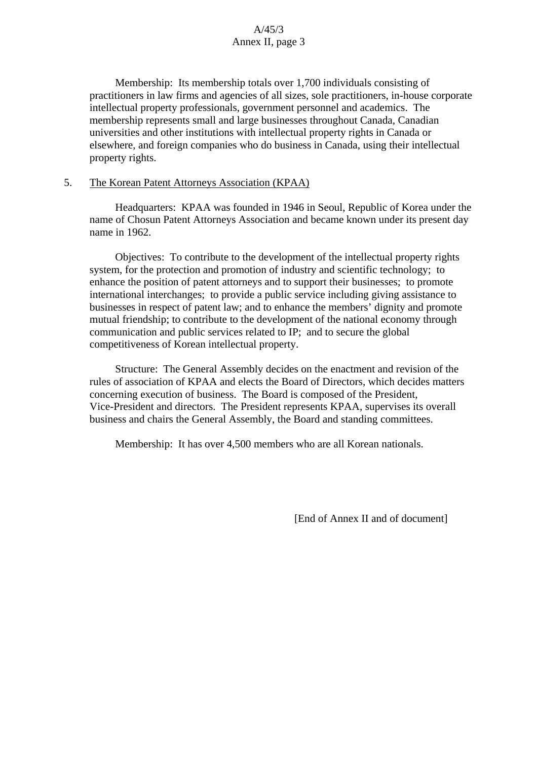Membership:  Its membership totals over 1,700 individuals consisting of practitioners in law firms and agencies of all sizes, sole practitioners, in-house corporate intellectual property professionals, government personnel and academics.  The membership represents small and large businesses throughout Canada, Canadian universities and other institutions with intellectual property rights in Canada or elsewhere, and foreign companies who do business in Canada, using their intellectual property rights.

5. The Korean Patent Attorneys Association (KPAA)

Headquarters:  KPAA was founded in 1946 in Seoul, Republic of Korea under the name of Chosun Patent Attorneys Association and became known under its present day name in 1962.

Objectives:  To contribute to the development of the intellectual property rights system, for the protection and promotion of industry and scientific technology;  to enhance the position of patent attorneys and to support their businesses;  to promote international interchanges;  to provide a public service including giving assistance to businesses in respect of patent law; and to enhance the members' dignity and promote mutual friendship; to contribute to the development of the national economy through communication and public services related to IP;  and to secure the global competitiveness of Korean intellectual property.

Structure:  The General Assembly decides on the enactment and revision of the rules of association of KPAA and elects the Board of Directors, which decides matters concerning execution of business.  The Board is composed of the President, Vice-President and directors.  The President represents KPAA, supervises its overall business and chairs the General Assembly, the Board and standing committees.

Membership:  It has over 4,500 members who are all Korean nationals.

[End of Annex II and of document]